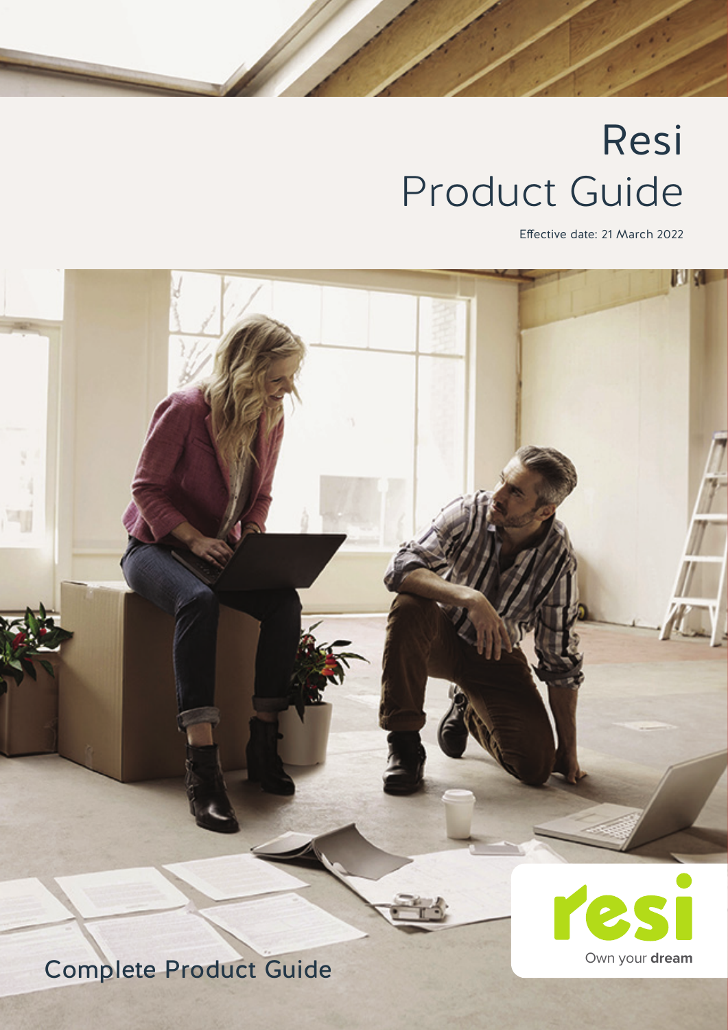# Resi
# Product Guide

Effective date: 21 March 2022

Complete Product Guide

resi

Own your **dream**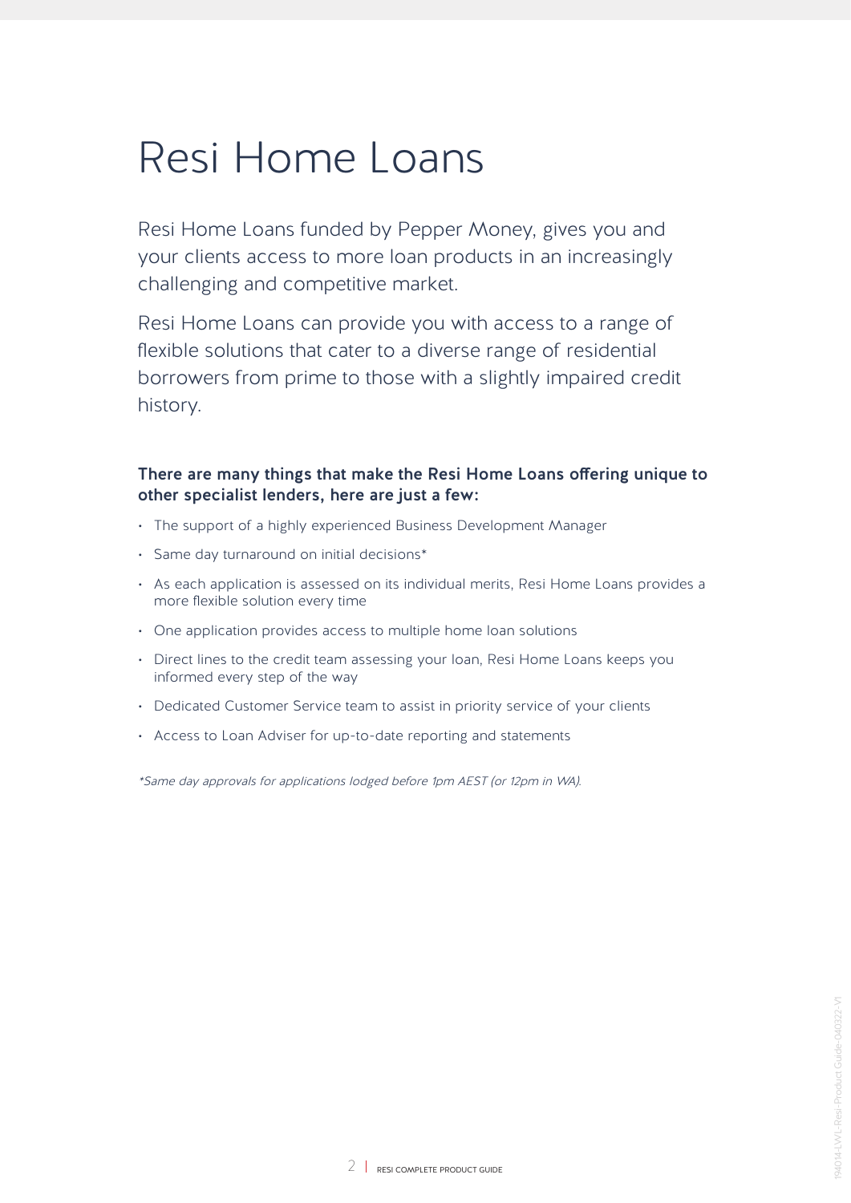# Resi Home Loans

Resi Home Loans funded by Pepper Money, gives you and your clients access to more loan products in an increasingly challenging and competitive market.

Resi Home Loans can provide you with access to a range of flexible solutions that cater to a diverse range of residential borrowers from prime to those with a slightly impaired credit history.

**There are many things that make the Resi Home Loans offering unique to other specialist lenders, here are just a few:**

- The support of a highly experienced Business Development Manager
- Same day turnaround on initial decisions*
- As each application is assessed on its individual merits, Resi Home Loans provides a more flexible solution every time
- One application provides access to multiple home loan solutions
- Direct lines to the credit team assessing your loan, Resi Home Loans keeps you informed every step of the way
- Dedicated Customer Service team to assist in priority service of your clients
- Access to Loan Adviser for up-to-date reporting and statements

*\*Same day approvals for applications lodged before 1pm AEST (or 12pm in WA).*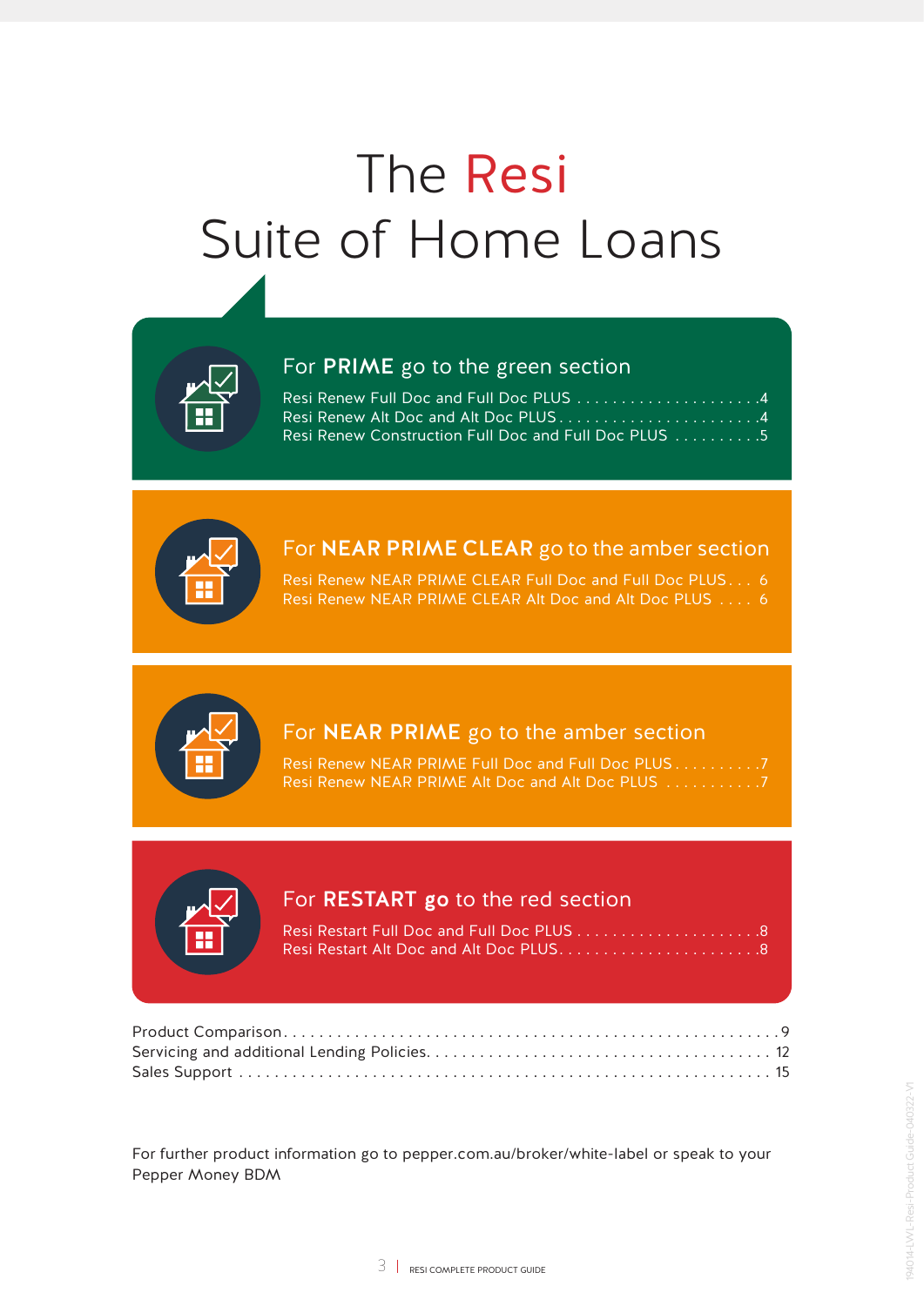# The Resi Suite of Home Loans

## For **PRIME** go to the green section

Resi Renew Full Doc and Full Doc PLUS . . . . . . . . . . . . . . . . . . . . . 4
Resi Renew Alt Doc and Alt Doc PLUS . . . . . . . . . . . . . . . . . . . . . . 4
Resi Renew Construction Full Doc and Full Doc PLUS . . . . . . . . . . 5

## For **NEAR PRIME CLEAR** go to the amber section

Resi Renew NEAR PRIME CLEAR Full Doc and Full Doc PLUS . . . 6
Resi Renew NEAR PRIME CLEAR Alt Doc and Alt Doc PLUS . . . . 6

## For **NEAR PRIME** go to the amber section

Resi Renew NEAR PRIME Full Doc and Full Doc PLUS . . . . . . . . . . 7
Resi Renew NEAR PRIME Alt Doc and Alt Doc PLUS . . . . . . . . . . . 7

## For **RESTART go** to the red section

Resi Restart Full Doc and Full Doc PLUS . . . . . . . . . . . . . . . . . . . . . 8
Resi Restart Alt Doc and Alt Doc PLUS . . . . . . . . . . . . . . . . . . . . . . 8

Product Comparison . . . . . . . . . . . . . . . . . . . . . . . . . . . . . . . . . . . . . . . . . . . . 9
Servicing and additional Lending Policies . . . . . . . . . . . . . . . . . . . . . . . . . . . 12
Sales Support . . . . . . . . . . . . . . . . . . . . . . . . . . . . . . . . . . . . . . . . . . . . . . . . . 15

For further product information go to pepper.com.au/broker/white-label or speak to your Pepper Money BDM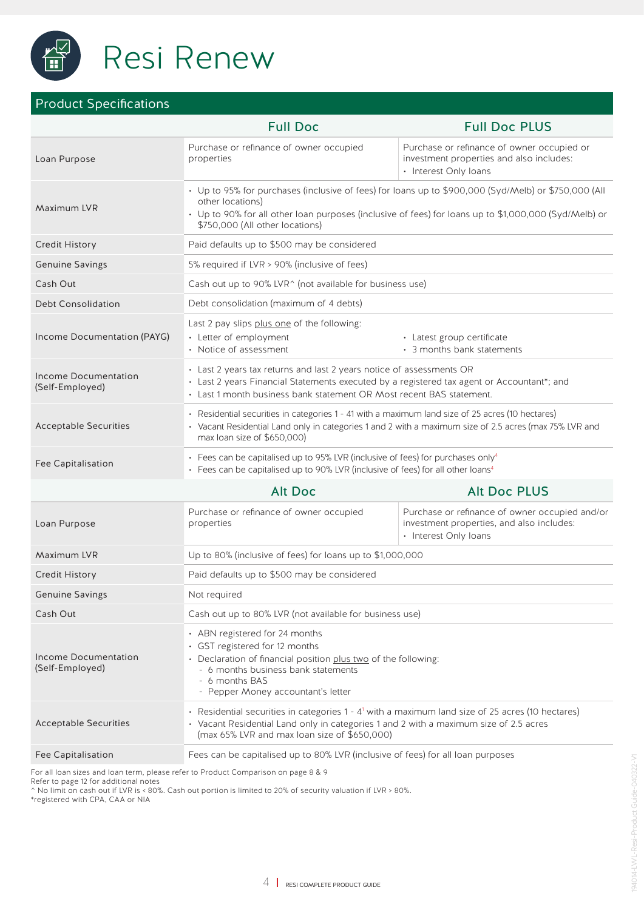# Resi Renew

## Product Specifications

| | Full Doc | Full Doc PLUS |
|---|---|---|
| Loan Purpose | Purchase or refinance of owner occupied properties | Purchase or refinance of owner occupied or investment properties and also includes:<br>• Interest Only loans |
| Maximum LVR | • Up to 95% for purchases (inclusive of fees) for loans up to $900,000 (Syd/Melb) or $750,000 (All other locations)<br>• Up to 90% for all other loan purposes (inclusive of fees) for loans up to $1,000,000 (Syd/Melb) or $750,000 (All other locations) | |
| Credit History | Paid defaults up to $500 may be considered | |
| Genuine Savings | 5% required if LVR > 90% (inclusive of fees) | |
| Cash Out | Cash out up to 90% LVR^ (not available for business use) | |
| Debt Consolidation | Debt consolidation (maximum of 4 debts) | |
| Income Documentation (PAYG) | Last 2 pay slips plus one of the following:<br>• Letter of employment<br>• Notice of assessment<br>• Latest group certificate<br>• 3 months bank statements | |
| Income Documentation (Self-Employed) | • Last 2 years tax returns and last 2 years notice of assessments OR<br>• Last 2 years Financial Statements executed by a registered tax agent or Accountant*; and<br>• Last 1 month business bank statement OR Most recent BAS statement. | |
| Acceptable Securities | • Residential securities in categories 1 - 41 with a maximum land size of 25 acres (10 hectares)<br>• Vacant Residential Land only in categories 1 and 2 with a maximum size of 2.5 acres (max 75% LVR and max loan size of $650,000) | |
| Fee Capitalisation | • Fees can be capitalised up to 95% LVR (inclusive of fees) for purchases only[4]<br>• Fees can be capitalised up to 90% LVR (inclusive of fees) for all other loans[4] | |
| | **Alt Doc** | **Alt Doc PLUS** |
| Loan Purpose | Purchase or refinance of owner occupied properties | Purchase or refinance of owner occupied and/or investment properties, and also includes:<br>• Interest Only loans |
| Maximum LVR | Up to 80% (inclusive of fees) for loans up to $1,000,000 | |
| Credit History | Paid defaults up to $500 may be considered | |
| Genuine Savings | Not required | |
| Cash Out | Cash out up to 80% LVR (not available for business use) | |
| Income Documentation (Self-Employed) | • ABN registered for 24 months<br>• GST registered for 12 months<br>• Declaration of financial position plus two of the following:<br>  - 6 months business bank statements<br>  - 6 months BAS<br>  - Pepper Money accountant's letter | |
| Acceptable Securities | • Residential securities in categories 1 - 4[1] with a maximum land size of 25 acres (10 hectares)<br>• Vacant Residential Land only in categories 1 and 2 with a maximum size of 2.5 acres (max 65% LVR and max loan size of $650,000) | |
| Fee Capitalisation | Fees can be capitalised up to 80% LVR (inclusive of fees) for all loan purposes | |

For all loan sizes and loan term, please refer to Product Comparison on page 8 & 9
Refer to page 12 for additional notes
^ No limit on cash out if LVR is < 80%. Cash out portion is limited to 20% of security valuation if LVR > 80%.
*registered with CPA, CAA or NIA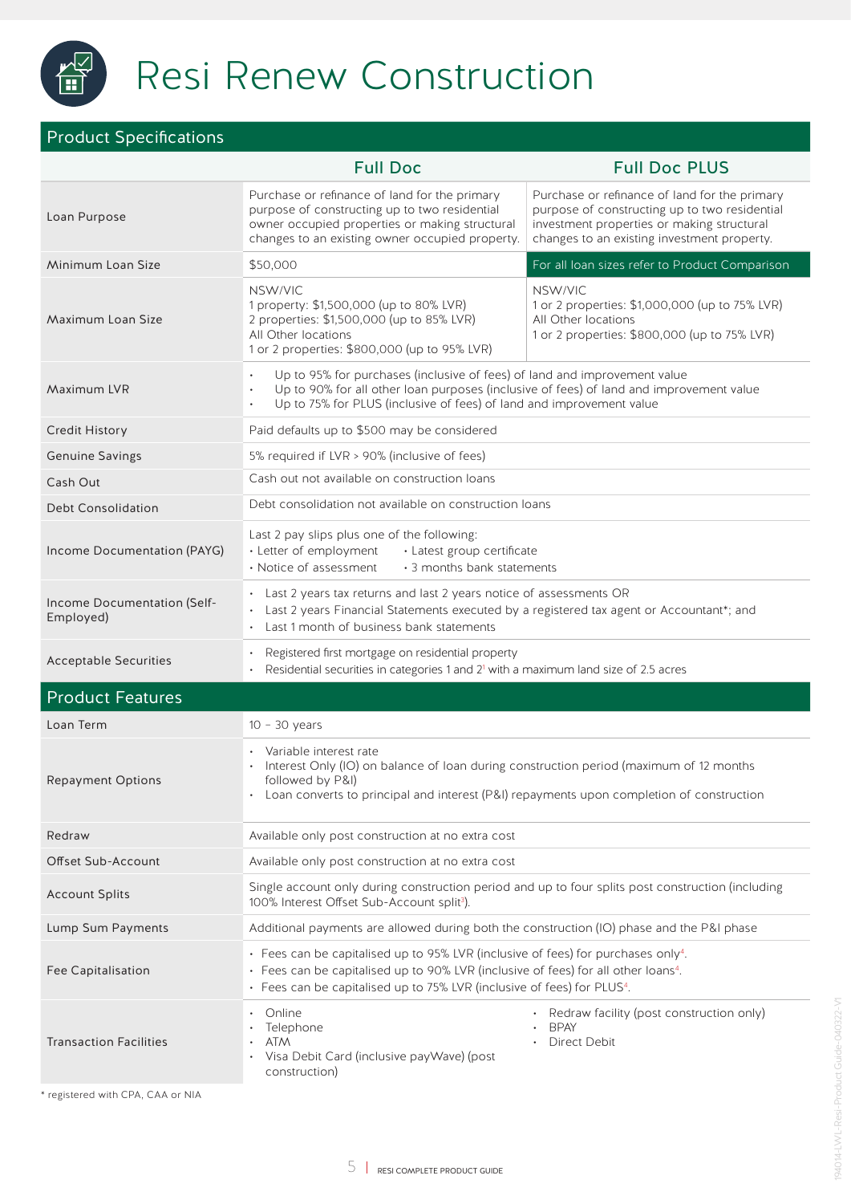# Resi Renew Construction

## Product Specifications

| | Full Doc | Full Doc PLUS |
|---|---|---|
| Loan Purpose | Purchase or refinance of land for the primary purpose of constructing up to two residential owner occupied properties or making structural changes to an existing owner occupied property. | Purchase or refinance of land for the primary purpose of constructing up to two residential investment properties or making structural changes to an existing investment property. |
| Minimum Loan Size | $50,000 | For all loan sizes refer to Product Comparison |
| Maximum Loan Size | NSW/VIC<br>1 property: $1,500,000 (up to 80% LVR)<br>2 properties: $1,500,000 (up to 85% LVR)<br>All Other locations<br>1 or 2 properties: $800,000 (up to 95% LVR) | NSW/VIC<br>1 or 2 properties: $1,000,000 (up to 75% LVR)<br>All Other locations<br>1 or 2 properties: $800,000 (up to 75% LVR) |
| Maximum LVR | • Up to 95% for purchases (inclusive of fees) of land and improvement value<br>• Up to 90% for all other loan purposes (inclusive of fees) of land and improvement value<br>• Up to 75% for PLUS (inclusive of fees) of land and improvement value | |
| Credit History | Paid defaults up to $500 may be considered | |
| Genuine Savings | 5% required if LVR > 90% (inclusive of fees) | |
| Cash Out | Cash out not available on construction loans | |
| Debt Consolidation | Debt consolidation not available on construction loans | |
| Income Documentation (PAYG) | Last 2 pay slips plus one of the following:<br>• Letter of employment<br>• Latest group certificate<br>• Notice of assessment<br>• 3 months bank statements | |
| Income Documentation (Self-Employed) | • Last 2 years tax returns and last 2 years notice of assessments OR<br>• Last 2 years Financial Statements executed by a registered tax agent or Accountant*; and<br>• Last 1 month of business bank statements | |
| Acceptable Securities | • Registered first mortgage on residential property<br>• Residential securities in categories 1 and 2[1] with a maximum land size of 2.5 acres | |

## Product Features

| | |
|---|---|
| Loan Term | 10 – 30 years |
| Repayment Options | • Variable interest rate<br>• Interest Only (IO) on balance of loan during construction period (maximum of 12 months followed by P&I)<br>• Loan converts to principal and interest (P&I) repayments upon completion of construction |
| Redraw | Available only post construction at no extra cost |
| Offset Sub-Account | Available only post construction at no extra cost |
| Account Splits | Single account only during construction period and up to four splits post construction (including 100% Interest Offset Sub-Account split[3]). |
| Lump Sum Payments | Additional payments are allowed during both the construction (IO) phase and the P&I phase |
| Fee Capitalisation | • Fees can be capitalised up to 95% LVR (inclusive of fees) for purchases only[4].<br>• Fees can be capitalised up to 90% LVR (inclusive of fees) for all other loans[4].<br>• Fees can be capitalised up to 75% LVR (inclusive of fees) for PLUS[4]. |
| Transaction Facilities | • Online<br>• Telephone<br>• ATM<br>• Visa Debit Card (inclusive payWave) (post construction)<br>• Redraw facility (post construction only)<br>• BPAY<br>• Direct Debit |

* registered with CPA, CAA or NIA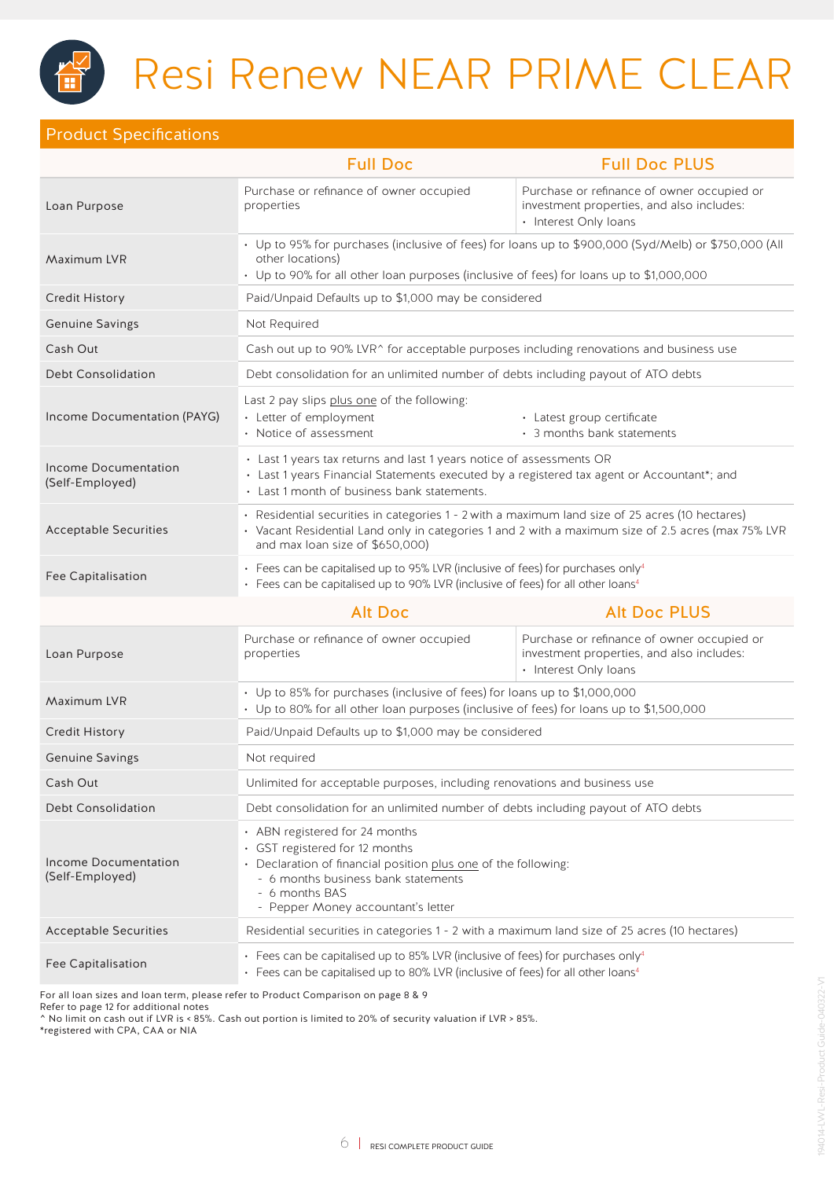# Resi Renew NEAR PRIME CLEAR

## Product Specifications

| | Full Doc | Full Doc PLUS |
|---|---|---|
| Loan Purpose | Purchase or refinance of owner occupied properties | Purchase or refinance of owner occupied or investment properties, and also includes:<br>• Interest Only loans |
| Maximum LVR | • Up to 95% for purchases (inclusive of fees) for loans up to $900,000 (Syd/Melb) or $750,000 (All other locations)<br>• Up to 90% for all other loan purposes (inclusive of fees) for loans up to $1,000,000 | |
| Credit History | Paid/Unpaid Defaults up to $1,000 may be considered | |
| Genuine Savings | Not Required | |
| Cash Out | Cash out up to 90% LVR^ for acceptable purposes including renovations and business use | |
| Debt Consolidation | Debt consolidation for an unlimited number of debts including payout of ATO debts | |
| Income Documentation (PAYG) | Last 2 pay slips plus one of the following:<br>• Letter of employment<br>• Notice of assessment<br>• Latest group certificate<br>• 3 months bank statements | |
| Income Documentation (Self-Employed) | • Last 1 years tax returns and last 1 years notice of assessments OR<br>• Last 1 years Financial Statements executed by a registered tax agent or Accountant*; and<br>• Last 1 month of business bank statements. | |
| Acceptable Securities | • Residential securities in categories 1 - 2 with a maximum land size of 25 acres (10 hectares)<br>• Vacant Residential Land only in categories 1 and 2 with a maximum size of 2.5 acres (max 75% LVR and max loan size of $650,000) | |
| Fee Capitalisation | • Fees can be capitalised up to 95% LVR (inclusive of fees) for purchases only[4]<br>• Fees can be capitalised up to 90% LVR (inclusive of fees) for all other loans[4] | |

| | Alt Doc | Alt Doc PLUS |
|---|---|---|
| Loan Purpose | Purchase or refinance of owner occupied properties | Purchase or refinance of owner occupied or investment properties, and also includes:<br>• Interest Only loans |
| Maximum LVR | • Up to 85% for purchases (inclusive of fees) for loans up to $1,000,000<br>• Up to 80% for all other loan purposes (inclusive of fees) for loans up to $1,500,000 | |
| Credit History | Paid/Unpaid Defaults up to $1,000 may be considered | |
| Genuine Savings | Not required | |
| Cash Out | Unlimited for acceptable purposes, including renovations and business use | |
| Debt Consolidation | Debt consolidation for an unlimited number of debts including payout of ATO debts | |
| Income Documentation (Self-Employed) | • ABN registered for 24 months<br>• GST registered for 12 months<br>• Declaration of financial position plus one of the following:<br>  - 6 months business bank statements<br>  - 6 months BAS<br>  - Pepper Money accountant's letter | |
| Acceptable Securities | Residential securities in categories 1 - 2 with a maximum land size of 25 acres (10 hectares) | |
| Fee Capitalisation | • Fees can be capitalised up to 85% LVR (inclusive of fees) for purchases only[4]<br>• Fees can be capitalised up to 80% LVR (inclusive of fees) for all other loans[4] | |

For all loan sizes and loan term, please refer to Product Comparison on page 8 & 9
Refer to page 12 for additional notes
^ No limit on cash out if LVR is < 85%. Cash out portion is limited to 20% of security valuation if LVR > 85%.
*registered with CPA, CAA or NIA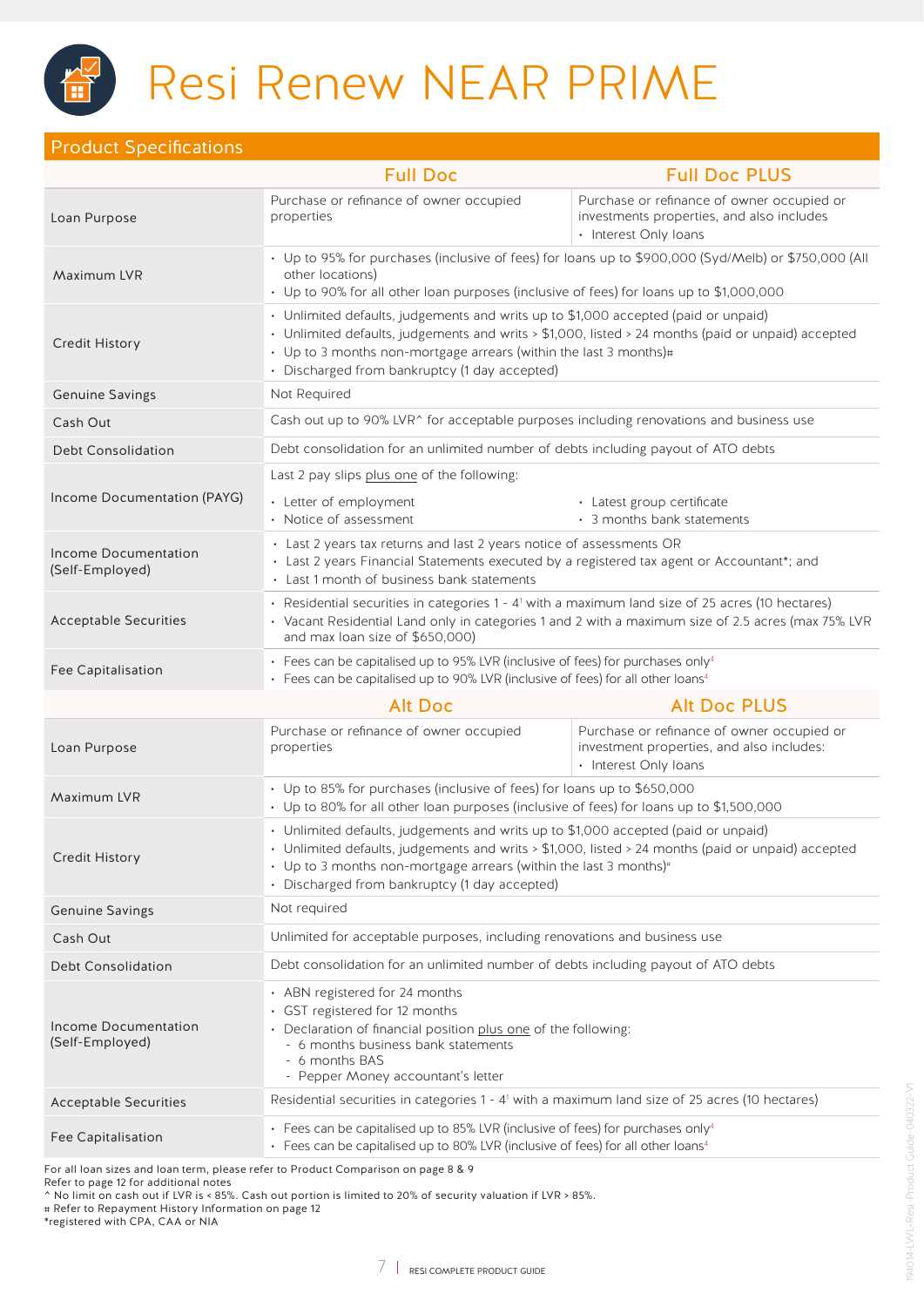# Resi Renew NEAR PRIME

## Product Specifications

| | Full Doc | Full Doc PLUS |
|---|---|---|
| Loan Purpose | Purchase or refinance of owner occupied properties | Purchase or refinance of owner occupied or investments properties, and also includes<br>• Interest Only loans |
| Maximum LVR | • Up to 95% for purchases (inclusive of fees) for loans up to $900,000 (Syd/Melb) or $750,000 (All other locations)<br>• Up to 90% for all other loan purposes (inclusive of fees) for loans up to $1,000,000 | |
| Credit History | • Unlimited defaults, judgements and writs up to $1,000 accepted (paid or unpaid)<br>• Unlimited defaults, judgements and writs > $1,000, listed > 24 months (paid or unpaid) accepted<br>• Up to 3 months non-mortgage arrears (within the last 3 months)#<br>• Discharged from bankruptcy (1 day accepted) | |
| Genuine Savings | Not Required | |
| Cash Out | Cash out up to 90% LVR^ for acceptable purposes including renovations and business use | |
| Debt Consolidation | Debt consolidation for an unlimited number of debts including payout of ATO debts | |
| Income Documentation (PAYG) | Last 2 pay slips plus one of the following:<br>• Letter of employment<br>• Notice of assessment<br>• Latest group certificate<br>• 3 months bank statements | |
| Income Documentation (Self-Employed) | • Last 2 years tax returns and last 2 years notice of assessments OR<br>• Last 2 years Financial Statements executed by a registered tax agent or Accountant*; and<br>• Last 1 month of business bank statements | |
| Acceptable Securities | • Residential securities in categories 1 - 4[1] with a maximum land size of 25 acres (10 hectares)<br>• Vacant Residential Land only in categories 1 and 2 with a maximum size of 2.5 acres (max 75% LVR and max loan size of $650,000) | |
| Fee Capitalisation | • Fees can be capitalised up to 95% LVR (inclusive of fees) for purchases only[4]<br>• Fees can be capitalised up to 90% LVR (inclusive of fees) for all other loans[4] | |

| | Alt Doc | Alt Doc PLUS |
|---|---|---|
| Loan Purpose | Purchase or refinance of owner occupied properties | Purchase or refinance of owner occupied or investment properties, and also includes:<br>• Interest Only loans |
| Maximum LVR | • Up to 85% for purchases (inclusive of fees) for loans up to $650,000<br>• Up to 80% for all other loan purposes (inclusive of fees) for loans up to $1,500,000 | |
| Credit History | • Unlimited defaults, judgements and writs up to $1,000 accepted (paid or unpaid)<br>• Unlimited defaults, judgements and writs > $1,000, listed > 24 months (paid or unpaid) accepted<br>• Up to 3 months non-mortgage arrears (within the last 3 months)#<br>• Discharged from bankruptcy (1 day accepted) | |
| Genuine Savings | Not required | |
| Cash Out | Unlimited for acceptable purposes, including renovations and business use | |
| Debt Consolidation | Debt consolidation for an unlimited number of debts including payout of ATO debts | |
| Income Documentation (Self-Employed) | • ABN registered for 24 months<br>• GST registered for 12 months<br>• Declaration of financial position plus one of the following:<br>- 6 months business bank statements<br>- 6 months BAS<br>- Pepper Money accountant's letter | |
| Acceptable Securities | Residential securities in categories 1 - 4[1] with a maximum land size of 25 acres (10 hectares) | |
| Fee Capitalisation | • Fees can be capitalised up to 85% LVR (inclusive of fees) for purchases only[4]<br>• Fees can be capitalised up to 80% LVR (inclusive of fees) for all other loans[4] | |

For all loan sizes and loan term, please refer to Product Comparison on page 8 & 9
Refer to page 12 for additional notes
^ No limit on cash out if LVR is < 85%. Cash out portion is limited to 20% of security valuation if LVR > 85%.
# Refer to Repayment History Information on page 12
*registered with CPA, CAA or NIA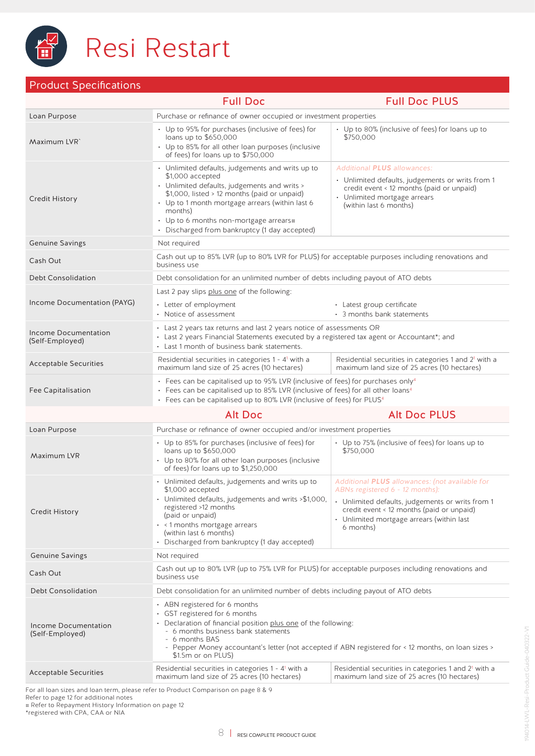# Resi Restart

## Product Specifications

| | Full Doc | Full Doc PLUS |
|---|---|---|
| Loan Purpose | Purchase or refinance of owner occupied or investment properties | |
| Maximum LVR` | • Up to 95% for purchases (inclusive of fees) for loans up to $650,000<br>• Up to 85% for all other loan purposes (inclusive of fees) for loans up to $750,000 | • Up to 80% (inclusive of fees) for loans up to $750,000 |
| Credit History | • Unlimited defaults, judgements and writs up to $1,000 accepted<br>• Unlimited defaults, judgements and writs > $1,000, listed > 12 months (paid or unpaid)<br>• Up to 1 month mortgage arrears (within last 6 months)<br>• Up to 6 months non-mortgage arrears#<br>• Discharged from bankruptcy (1 day accepted) | *Additional **PLUS** allowances:*<br>• Unlimited defaults, judgements or writs from 1 credit event < 12 months (paid or unpaid)<br>• Unlimited mortgage arrears (within last 6 months) |
| Genuine Savings | Not required | |
| Cash Out | Cash out up to 85% LVR (up to 80% LVR for PLUS) for acceptable purposes including renovations and business use | |
| Debt Consolidation | Debt consolidation for an unlimited number of debts including payout of ATO debts | |
| Income Documentation (PAYG) | Last 2 pay slips plus one of the following:<br>• Letter of employment<br>• Notice of assessment<br>• Latest group certificate<br>• 3 months bank statements | |
| Income Documentation (Self-Employed) | • Last 2 years tax returns and last 2 years notice of assessments OR<br>• Last 2 years Financial Statements executed by a registered tax agent or Accountant*; and<br>• Last 1 month of business bank statements. | |
| Acceptable Securities | Residential securities in categories 1 - 4[1] with a maximum land size of 25 acres (10 hectares) | Residential securities in categories 1 and 2[1] with a maximum land size of 25 acres (10 hectares) |
| Fee Capitalisation | • Fees can be capitalised up to 95% LVR (inclusive of fees) for purchases only[4]<br>• Fees can be capitalised up to 85% LVR (inclusive of fees) for all other loans[4]<br>• Fees can be capitalised up to 80% LVR (inclusive of fees) for PLUS[4] | |

| | Alt Doc | Alt Doc PLUS |
|---|---|---|
| Loan Purpose | Purchase or refinance of owner occupied and/or investment properties | |
| Maximum LVR | • Up to 85% for purchases (inclusive of fees) for loans up to $650,000<br>• Up to 80% for all other loan purposes (inclusive of fees) for loans up to $1,250,000 | • Up to 75% (inclusive of fees) for loans up to $750,000 |
| Credit History | • Unlimited defaults, judgements and writs up to $1,000 accepted<br>• Unlimited defaults, judgements and writs >$1,000, registered >12 months (paid or unpaid)<br>• < 1 months mortgage arrears (within last 6 months)<br>• Discharged from bankruptcy (1 day accepted) | *Additional **PLUS** allowances: (not available for ABNs registered 6 - 12 months):*<br>• Unlimited defaults, judgements or writs from 1 credit event < 12 months (paid or unpaid)<br>• Unlimited mortgage arrears (within last 6 months) |
| Genuine Savings | Not required | |
| Cash Out | Cash out up to 80% LVR (up to 75% LVR for PLUS) for acceptable purposes including renovations and business use | |
| Debt Consolidation | Debt consolidation for an unlimited number of debts including payout of ATO debts | |
| Income Documentation (Self-Employed) | • ABN registered for 6 months<br>• GST registered for 6 months<br>• Declaration of financial position plus one of the following:<br>- 6 months business bank statements<br>- 6 months BAS<br>- Pepper Money accountant's letter (not accepted if ABN registered for < 12 months, on loan sizes > $1.5m or on PLUS) | |
| Acceptable Securities | Residential securities in categories 1 - 4[1] with a maximum land size of 25 acres (10 hectares) | Residential securities in categories 1 and 2[1] with a maximum land size of 25 acres (10 hectares) |

For all loan sizes and loan term, please refer to Product Comparison on page 8 & 9
Refer to page 12 for additional notes
# Refer to Repayment History Information on page 12
*registered with CPA, CAA or NIA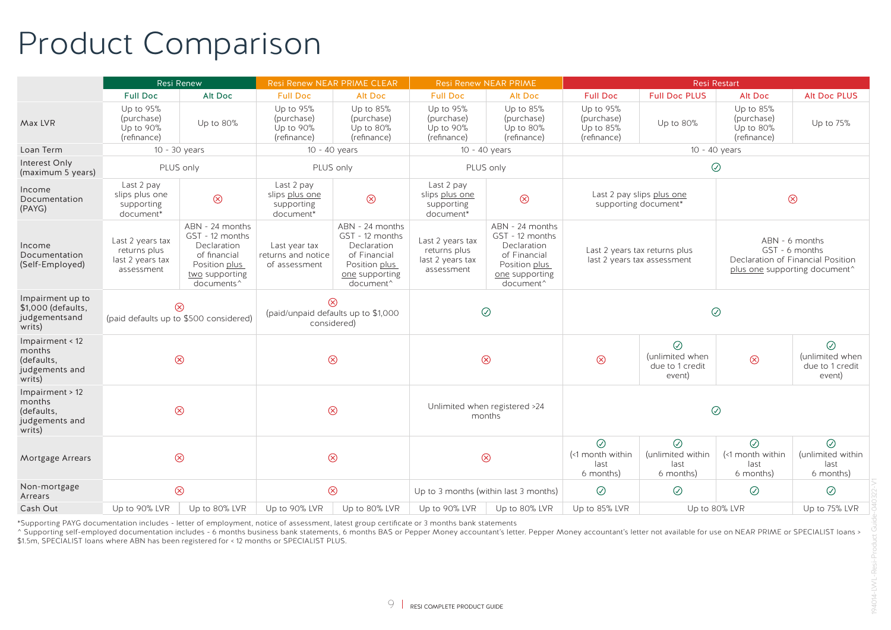# Product Comparison

| | Resi Renew | | Resi Renew NEAR PRIME CLEAR | | Resi Renew NEAR PRIME | | Resi Restart | | | |
|---|---|---|---|---|---|---|---|---|---|---|
| | Full Doc | Alt Doc | Full Doc | Alt Doc | Full Doc | Alt Doc | Full Doc | Full Doc PLUS | Alt Doc | Alt Doc PLUS |
| Max LVR | Up to 95% (purchase) Up to 90% (refinance) | Up to 80% | Up to 95% (purchase) Up to 90% (refinance) | Up to 85% (purchase) Up to 80% (refinance) | Up to 95% (purchase) Up to 90% (refinance) | Up to 85% (purchase) Up to 80% (refinance) | Up to 95% (purchase) Up to 85% (refinance) | Up to 80% | Up to 85% (purchase) Up to 80% (refinance) | Up to 75% |
| Loan Term | 10 - 30 years | | 10 - 40 years | | 10 - 40 years | | 10 - 40 years | | | |
| Interest Only (maximum 5 years) | PLUS only | | PLUS only | | PLUS only | | ✓ | | | |
| Income Documentation (PAYG) | Last 2 pay slips plus one supporting document* | ✗ | Last 2 pay slips plus one supporting document* | ✗ | Last 2 pay slips plus one supporting document* | ✗ | Last 2 pay slips plus one supporting document* | | ✗ | |
| Income Documentation (Self-Employed) | Last 2 years tax returns plus last 2 years tax assessment | ABN - 24 months GST - 12 months Declaration of financial Position plus two supporting documents^ | Last year tax returns and notice of assessment | ABN - 24 months GST - 12 months Declaration of Financial Position plus one supporting document^ | Last 2 years tax returns plus last 2 years tax assessment | ABN - 24 months GST - 12 months Declaration of Financial Position plus one supporting document^ | Last 2 years tax returns plus last 2 years tax assessment | | ABN - 6 months GST - 6 months Declaration of Financial Position plus one supporting document^ | |
| Impairment up to $1,000 (defaults, judgementsand writs) | ✗ (paid defaults up to $500 considered) | | ✗ (paid/unpaid defaults up to $1,000 considered) | | ✓ | | ✓ | | | |
| Impairment < 12 months (defaults, judgements and writs) | ✗ | | ✗ | | ✗ | | ✗ | ✓ (unlimited when due to 1 credit event) | ✗ | ✓ (unlimited when due to 1 credit event) |
| Impairment > 12 months (defaults, judgements and writs) | ✗ | | ✗ | | Unlimited when registered >24 months | | ✓ | | | |
| Mortgage Arrears | ✗ | | ✗ | | ✗ | | ✓ (<1 month within last 6 months) | ✓ (unlimited within last 6 months) | ✓ (<1 month within last 6 months) | ✓ (unlimited within last 6 months) |
| Non-mortgage Arrears | ✗ | | ✗ | | Up to 3 months (within last 3 months) | | ✓ | ✓ | ✓ | ✓ |
| Cash Out | Up to 90% LVR | Up to 80% LVR | Up to 90% LVR | Up to 80% LVR | Up to 90% LVR | Up to 80% LVR | Up to 85% LVR | Up to 80% LVR | | Up to 75% LVR |

*Supporting PAYG documentation includes - letter of employment, notice of assessment, latest group certificate or 3 months bank statements

^ Supporting self-employed documentation includes - 6 months business bank statements, 6 months BAS or Pepper Money accountant's letter. Pepper Money accountant's letter not available for use on NEAR PRIME or SPECIALIST loans > $1.5m, SPECIALIST loans where ABN has been registered for < 12 months or SPECIALIST PLUS.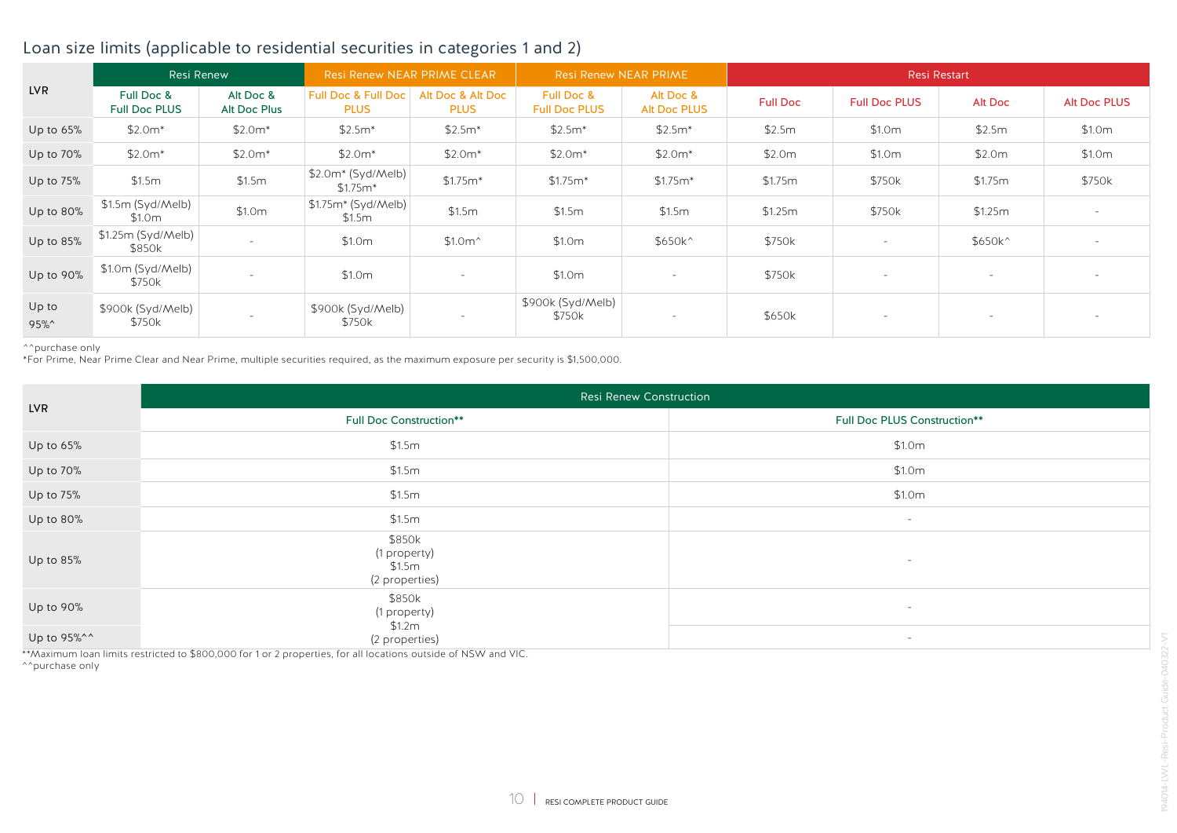## Loan size limits (applicable to residential securities in categories 1 and 2)

| LVR | Resi Renew | | Resi Renew NEAR PRIME CLEAR | | Resi Renew NEAR PRIME | | Resi Restart | | | |
|---|---|---|---|---|---|---|---|---|---|---|
| | Full Doc & Full Doc PLUS | Alt Doc & Alt Doc Plus | Full Doc & Full Doc PLUS | Alt Doc & Alt Doc PLUS | Full Doc & Full Doc PLUS | Alt Doc & Alt Doc PLUS | Full Doc | Full Doc PLUS | Alt Doc | Alt Doc PLUS |
| Up to 65% | $2.0m* | $2.0m* | $2.5m* | $2.5m* | $2.5m* | $2.5m* | $2.5m | $1.0m | $2.5m | $1.0m |
| Up to 70% | $2.0m* | $2.0m* | $2.0m* | $2.0m* | $2.0m* | $2.0m* | $2.0m | $1.0m | $2.0m | $1.0m |
| Up to 75% | $1.5m | $1.5m | $2.0m* (Syd/Melb) $1.75m* | $1.75m* | $1.75m* | $1.75m* | $1.75m | $750k | $1.75m | $750k |
| Up to 80% | $1.5m (Syd/Melb) $1.0m | $1.0m | $1.75m* (Syd/Melb) $1.5m | $1.5m | $1.5m | $1.5m | $1.25m | $750k | $1.25m | - |
| Up to 85% | $1.25m (Syd/Melb) $850k | - | $1.0m | $1.0m^ | $1.0m | $650k^ | $750k | - | $650k^ | - |
| Up to 90% | $1.0m (Syd/Melb) $750k | - | $1.0m | - | $1.0m | - | $750k | - | - | - |
| Up to 95%^ | $900k (Syd/Melb) $750k | - | $900k (Syd/Melb) $750k | - | $900k (Syd/Melb) $750k | - | $650k | - | - | - |

^^purchase only
*For Prime, Near Prime Clear and Near Prime, multiple securities required, as the maximum exposure per security is $1,500,000.

| LVR | Resi Renew Construction | |
|---|---|---|
| | Full Doc Construction** | Full Doc PLUS Construction** |
| Up to 65% | $1.5m | $1.0m |
| Up to 70% | $1.5m | $1.0m |
| Up to 75% | $1.5m | $1.0m |
| Up to 80% | $1.5m | - |
| Up to 85% | $850k (1 property) $1.5m (2 properties) | - |
| Up to 90% | $850k (1 property) $1.2m (2 properties) | - |
| Up to 95%^^ | | - |

**Maximum loan limits restricted to $800,000 for 1 or 2 properties, for all locations outside of NSW and VIC.
^^purchase only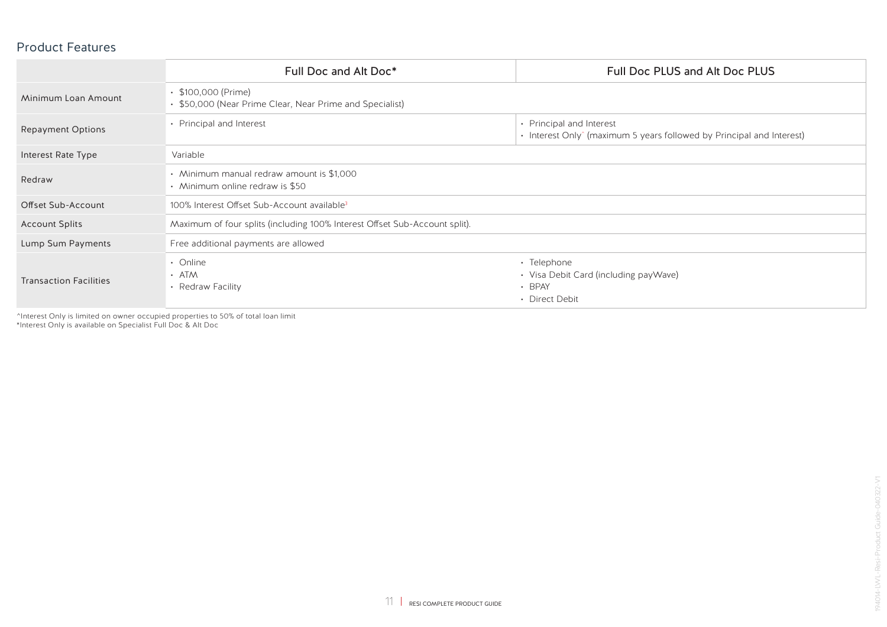## Product Features

| | Full Doc and Alt Doc* | Full Doc PLUS and Alt Doc PLUS |
|---|---|---|
| Minimum Loan Amount | • $100,000 (Prime)<br>• $50,000 (Near Prime Clear, Near Prime and Specialist) | |
| Repayment Options | • Principal and Interest | • Principal and Interest<br>• Interest Only^ (maximum 5 years followed by Principal and Interest) |
| Interest Rate Type | Variable | |
| Redraw | • Minimum manual redraw amount is $1,000<br>• Minimum online redraw is $50 | |
| Offset Sub-Account | 100% Interest Offset Sub-Account available[3] | |
| Account Splits | Maximum of four splits (including 100% Interest Offset Sub-Account split). | |
| Lump Sum Payments | Free additional payments are allowed | |
| Transaction Facilities | • Online<br>• ATM<br>• Redraw Facility | • Telephone<br>• Visa Debit Card (including payWave)<br>• BPAY<br>• Direct Debit |

^Interest Only is limited on owner occupied properties to 50% of total loan limit
*Interest Only is available on Specialist Full Doc & Alt Doc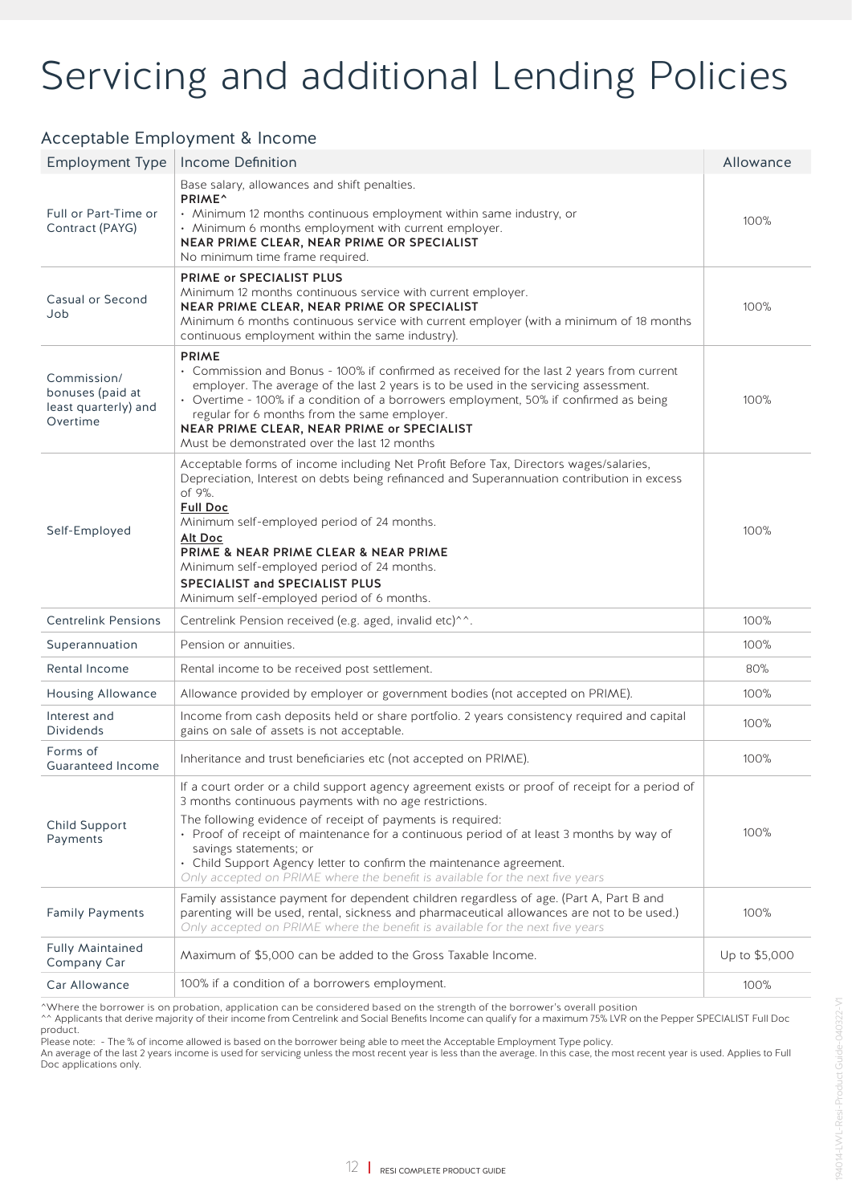# Servicing and additional Lending Policies

## Acceptable Employment & Income

| Employment Type | Income Definition | Allowance |
|---|---|---|
| Full or Part-Time or Contract (PAYG) | Base salary, allowances and shift penalties.<br>**PRIME^**<br>• Minimum 12 months continuous employment within same industry, or<br>• Minimum 6 months employment with current employer.<br>**NEAR PRIME CLEAR, NEAR PRIME OR SPECIALIST**<br>No minimum time frame required. | 100% |
| Casual or Second Job | **PRIME or SPECIALIST PLUS**<br>Minimum 12 months continuous service with current employer.<br>**NEAR PRIME CLEAR, NEAR PRIME OR SPECIALIST**<br>Minimum 6 months continuous service with current employer (with a minimum of 18 months continuous employment within the same industry). | 100% |
| Commission/ bonuses (paid at least quarterly) and Overtime | **PRIME**<br>• Commission and Bonus - 100% if confirmed as received for the last 2 years from current employer. The average of the last 2 years is to be used in the servicing assessment.<br>• Overtime - 100% if a condition of a borrowers employment, 50% if confirmed as being regular for 6 months from the same employer.<br>**NEAR PRIME CLEAR, NEAR PRIME or SPECIALIST**<br>Must be demonstrated over the last 12 months | 100% |
| Self-Employed | Acceptable forms of income including Net Profit Before Tax, Directors wages/salaries, Depreciation, Interest on debts being refinanced and Superannuation contribution in excess of 9%.<br>**Full Doc**<br>Minimum self-employed period of 24 months.<br>**Alt Doc**<br>**PRIME & NEAR PRIME CLEAR & NEAR PRIME**<br>Minimum self-employed period of 24 months.<br>**SPECIALIST and SPECIALIST PLUS**<br>Minimum self-employed period of 6 months. | 100% |
| Centrelink Pensions | Centrelink Pension received (e.g. aged, invalid etc)^^. | 100% |
| Superannuation | Pension or annuities. | 100% |
| Rental Income | Rental income to be received post settlement. | 80% |
| Housing Allowance | Allowance provided by employer or government bodies (not accepted on PRIME). | 100% |
| Interest and Dividends | Income from cash deposits held or share portfolio. 2 years consistency required and capital gains on sale of assets is not acceptable. | 100% |
| Forms of Guaranteed Income | Inheritance and trust beneficiaries etc (not accepted on PRIME). | 100% |
| Child Support Payments | If a court order or a child support agency agreement exists or proof of receipt for a period of 3 months continuous payments with no age restrictions.<br>The following evidence of receipt of payments is required:<br>• Proof of receipt of maintenance for a continuous period of at least 3 months by way of savings statements; or<br>• Child Support Agency letter to confirm the maintenance agreement.<br>*Only accepted on PRIME where the benefit is available for the next five years* | 100% |
| Family Payments | Family assistance payment for dependent children regardless of age. (Part A, Part B and parenting will be used, rental, sickness and pharmaceutical allowances are not to be used.)<br>*Only accepted on PRIME where the benefit is available for the next five years* | 100% |
| Fully Maintained Company Car | Maximum of $5,000 can be added to the Gross Taxable Income. | Up to $5,000 |
| Car Allowance | 100% if a condition of a borrowers employment. | 100% |

^Where the borrower is on probation, application can be considered based on the strength of the borrower's overall position
^^ Applicants that derive majority of their income from Centrelink and Social Benefits Income can qualify for a maximum 75% LVR on the Pepper SPECIALIST Full Doc product.
Please note: - The % of income allowed is based on the borrower being able to meet the Acceptable Employment Type policy.
An average of the last 2 years income is used for servicing unless the most recent year is less than the average. In this case, the most recent year is used. Applies to Full Doc applications only.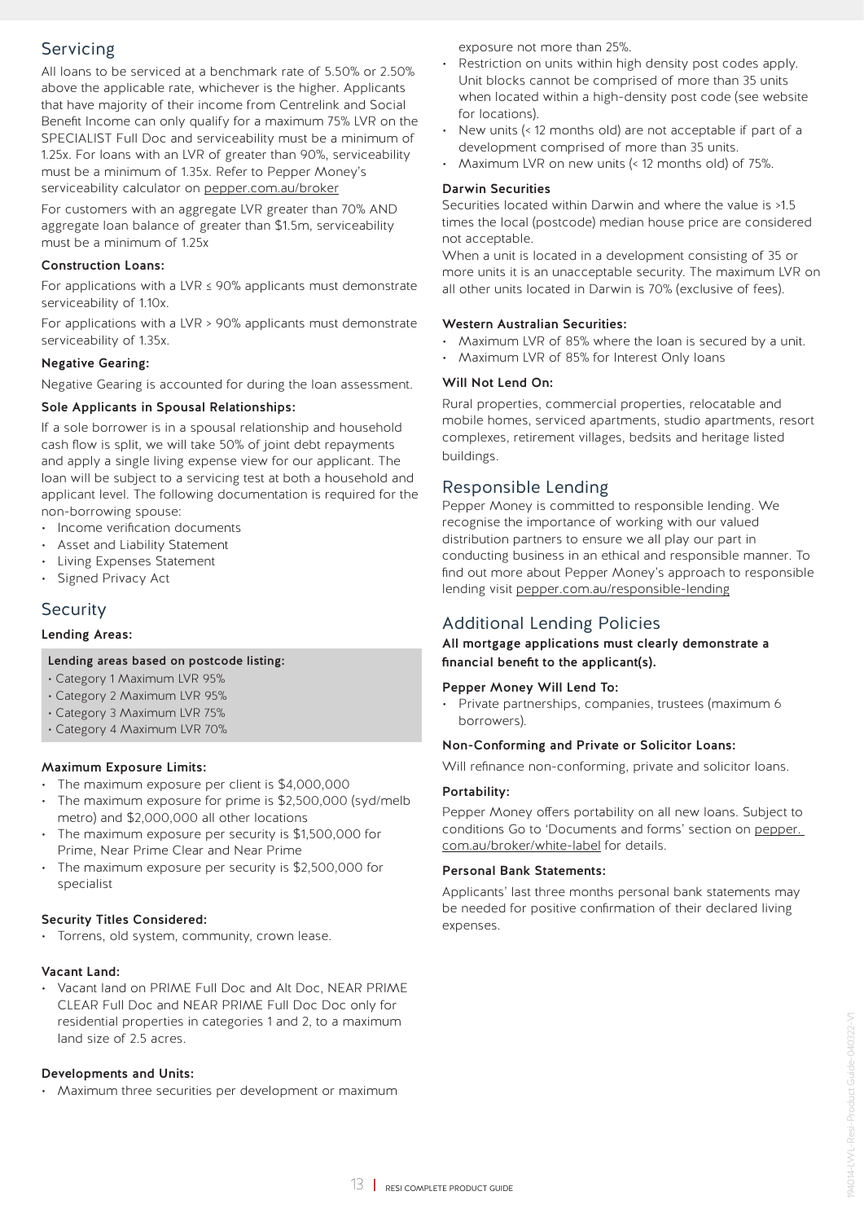## Servicing

All loans to be serviced at a benchmark rate of 5.50% or 2.50% above the applicable rate, whichever is the higher. Applicants that have majority of their income from Centrelink and Social Benefit Income can only qualify for a maximum 75% LVR on the SPECIALIST Full Doc and serviceability must be a minimum of 1.25x. For loans with an LVR of greater than 90%, serviceability must be a minimum of 1.35x. Refer to Pepper Money's serviceability calculator on pepper.com.au/broker

For customers with an aggregate LVR greater than 70% AND aggregate loan balance of greater than $1.5m, serviceability must be a minimum of 1.25x

**Construction Loans:**

For applications with a LVR ≤ 90% applicants must demonstrate serviceability of 1.10x.

For applications with a LVR > 90% applicants must demonstrate serviceability of 1.35x.

**Negative Gearing:**

Negative Gearing is accounted for during the loan assessment.

**Sole Applicants in Spousal Relationships:**

If a sole borrower is in a spousal relationship and household cash flow is split, we will take 50% of joint debt repayments and apply a single living expense view for our applicant. The loan will be subject to a servicing test at both a household and applicant level. The following documentation is required for the non-borrowing spouse:

- Income verification documents
- Asset and Liability Statement
- Living Expenses Statement
- Signed Privacy Act

## Security

**Lending Areas:**

**Lending areas based on postcode listing:**

- Category 1 Maximum LVR 95%
- Category 2 Maximum LVR 95%
- Category 3 Maximum LVR 75%
- Category 4 Maximum LVR 70%

**Maximum Exposure Limits:**

- The maximum exposure per client is $4,000,000
- The maximum exposure for prime is $2,500,000 (syd/melb metro) and $2,000,000 all other locations
- The maximum exposure per security is $1,500,000 for Prime, Near Prime Clear and Near Prime
- The maximum exposure per security is $2,500,000 for specialist

**Security Titles Considered:**

- Torrens, old system, community, crown lease.

**Vacant Land:**

- Vacant land on PRIME Full Doc and Alt Doc, NEAR PRIME CLEAR Full Doc and NEAR PRIME Full Doc Doc only for residential properties in categories 1 and 2, to a maximum land size of 2.5 acres.

**Developments and Units:**

- Maximum three securities per development or maximum exposure not more than 25%.
- Restriction on units within high density post codes apply. Unit blocks cannot be comprised of more than 35 units when located within a high-density post code (see website for locations).
- New units (< 12 months old) are not acceptable if part of a development comprised of more than 35 units.
- Maximum LVR on new units (< 12 months old) of 75%.

**Darwin Securities**

Securities located within Darwin and where the value is >1.5 times the local (postcode) median house price are considered not acceptable.

When a unit is located in a development consisting of 35 or more units it is an unacceptable security. The maximum LVR on all other units located in Darwin is 70% (exclusive of fees).

**Western Australian Securities:**

- Maximum LVR of 85% where the loan is secured by a unit.
- Maximum LVR of 85% for Interest Only loans

**Will Not Lend On:**

Rural properties, commercial properties, relocatable and mobile homes, serviced apartments, studio apartments, resort complexes, retirement villages, bedsits and heritage listed buildings.

## Responsible Lending

Pepper Money is committed to responsible lending. We recognise the importance of working with our valued distribution partners to ensure we all play our part in conducting business in an ethical and responsible manner. To find out more about Pepper Money's approach to responsible lending visit pepper.com.au/responsible-lending

## Additional Lending Policies

**All mortgage applications must clearly demonstrate a financial benefit to the applicant(s).**

**Pepper Money Will Lend To:**

- Private partnerships, companies, trustees (maximum 6 borrowers).

**Non-Conforming and Private or Solicitor Loans:**

Will refinance non-conforming, private and solicitor loans.

**Portability:**

Pepper Money offers portability on all new loans. Subject to conditions Go to 'Documents and forms' section on pepper.com.au/broker/white-label for details.

**Personal Bank Statements:**

Applicants' last three months personal bank statements may be needed for positive confirmation of their declared living expenses.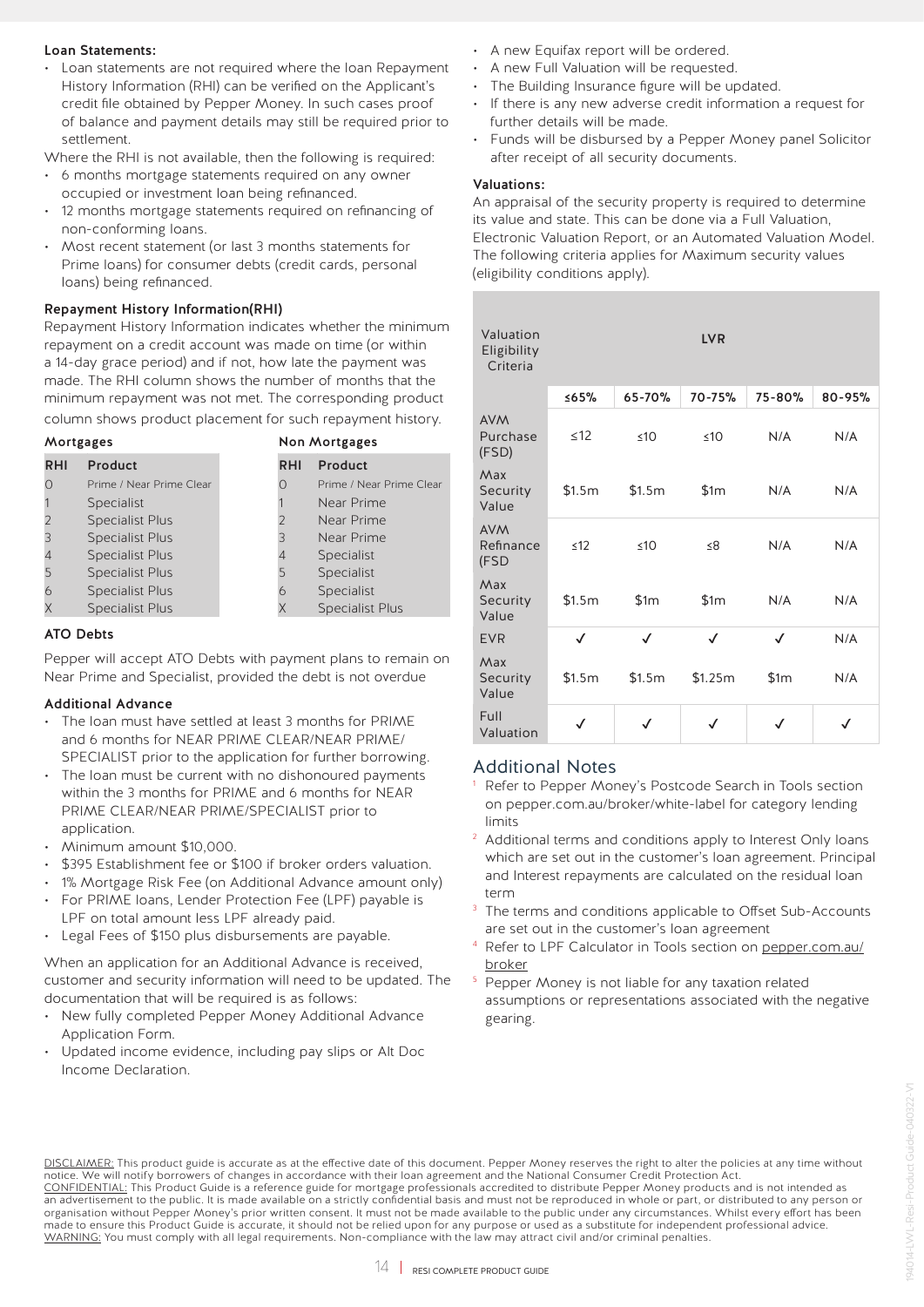### Loan Statements:

- Loan statements are not required where the loan Repayment History Information (RHI) can be verified on the Applicant's credit file obtained by Pepper Money. In such cases proof of balance and payment details may still be required prior to settlement.

Where the RHI is not available, then the following is required:

- 6 months mortgage statements required on any owner occupied or investment loan being refinanced.
- 12 months mortgage statements required on refinancing of non-conforming loans.
- Most recent statement (or last 3 months statements for Prime loans) for consumer debts (credit cards, personal loans) being refinanced.

### Repayment History Information(RHI)

Repayment History Information indicates whether the minimum repayment on a credit account was made on time (or within a 14-day grace period) and if not, how late the payment was made. The RHI column shows the number of months that the minimum repayment was not met. The corresponding product column shows product placement for such repayment history.

**Mortgages**

| RHI | Product |
|---|---|
| 0 | Prime / Near Prime Clear |
| 1 | Specialist |
| 2 | Specialist Plus |
| 3 | Specialist Plus |
| 4 | Specialist Plus |
| 5 | Specialist Plus |
| 6 | Specialist Plus |
| X | Specialist Plus |

**Non Mortgages**

| RHI | Product |
|---|---|
| 0 | Prime / Near Prime Clear |
| 1 | Near Prime |
| 2 | Near Prime |
| 3 | Near Prime |
| 4 | Specialist |
| 5 | Specialist |
| 6 | Specialist |
| X | Specialist Plus |

### ATO Debts

Pepper will accept ATO Debts with payment plans to remain on Near Prime and Specialist, provided the debt is not overdue

### Additional Advance

- The loan must have settled at least 3 months for PRIME and 6 months for NEAR PRIME CLEAR/NEAR PRIME/ SPECIALIST prior to the application for further borrowing.
- The loan must be current with no dishonoured payments within the 3 months for PRIME and 6 months for NEAR PRIME CLEAR/NEAR PRIME/SPECIALIST prior to application.
- Minimum amount $10,000.
- $395 Establishment fee or $100 if broker orders valuation.
- 1% Mortgage Risk Fee (on Additional Advance amount only)
- For PRIME loans, Lender Protection Fee (LPF) payable is LPF on total amount less LPF already paid.
- Legal Fees of $150 plus disbursements are payable.

When an application for an Additional Advance is received, customer and security information will need to be updated. The documentation that will be required is as follows:

- New fully completed Pepper Money Additional Advance Application Form.
- Updated income evidence, including pay slips or Alt Doc Income Declaration.
- A new Equifax report will be ordered.
- A new Full Valuation will be requested.
- The Building Insurance figure will be updated.
- If there is any new adverse credit information a request for further details will be made.
- Funds will be disbursed by a Pepper Money panel Solicitor after receipt of all security documents.

### Valuations:

An appraisal of the security property is required to determine its value and state. This can be done via a Full Valuation, Electronic Valuation Report, or an Automated Valuation Model. The following criteria applies for Maximum security values (eligibility conditions apply).

| Valuation Eligibility Criteria | LVR | | | | |
|---|---|---|---|---|---|
| | ≤65% | 65-70% | 70-75% | 75-80% | 80-95% |
| AVM Purchase (FSD) | ≤12 | ≤10 | ≤10 | N/A | N/A |
| Max Security Value | $1.5m | $1.5m | $1m | N/A | N/A |
| AVM Refinance (FSD | ≤12 | ≤10 | ≤8 | N/A | N/A |
| Max Security Value | $1.5m | $1m | $1m | N/A | N/A |
| EVR | ✓ | ✓ | ✓ | ✓ | N/A |
| Max Security Value | $1.5m | $1.5m | $1.25m | $1m | N/A |
| Full Valuation | ✓ | ✓ | ✓ | ✓ | ✓ |

## Additional Notes

[1] Refer to Pepper Money's Postcode Search in Tools section on pepper.com.au/broker/white-label for category lending limits

[2] Additional terms and conditions apply to Interest Only loans which are set out in the customer's loan agreement. Principal and Interest repayments are calculated on the residual loan term

[3] The terms and conditions applicable to Offset Sub-Accounts are set out in the customer's loan agreement

[4] Refer to LPF Calculator in Tools section on pepper.com.au/broker

[5] Pepper Money is not liable for any taxation related assumptions or representations associated with the negative gearing.

DISCLAIMER: This product guide is accurate as at the effective date of this document. Pepper Money reserves the right to alter the policies at any time without notice. We will notify borrowers of changes in accordance with their loan agreement and the National Consumer Credit Protection Act.
CONFIDENTIAL: This Product Guide is a reference guide for mortgage professionals accredited to distribute Pepper Money products and is not intended as an advertisement to the public. It is made available on a strictly confidential basis and must not be reproduced in whole or part, or distributed to any person or organisation without Pepper Money's prior written consent. It must not be made available to the public under any circumstances. Whilst every effort has been made to ensure this Product Guide is accurate, it should not be relied upon for any purpose or used as a substitute for independent professional advice.
WARNING: You must comply with all legal requirements. Non-compliance with the law may attract civil and/or criminal penalties.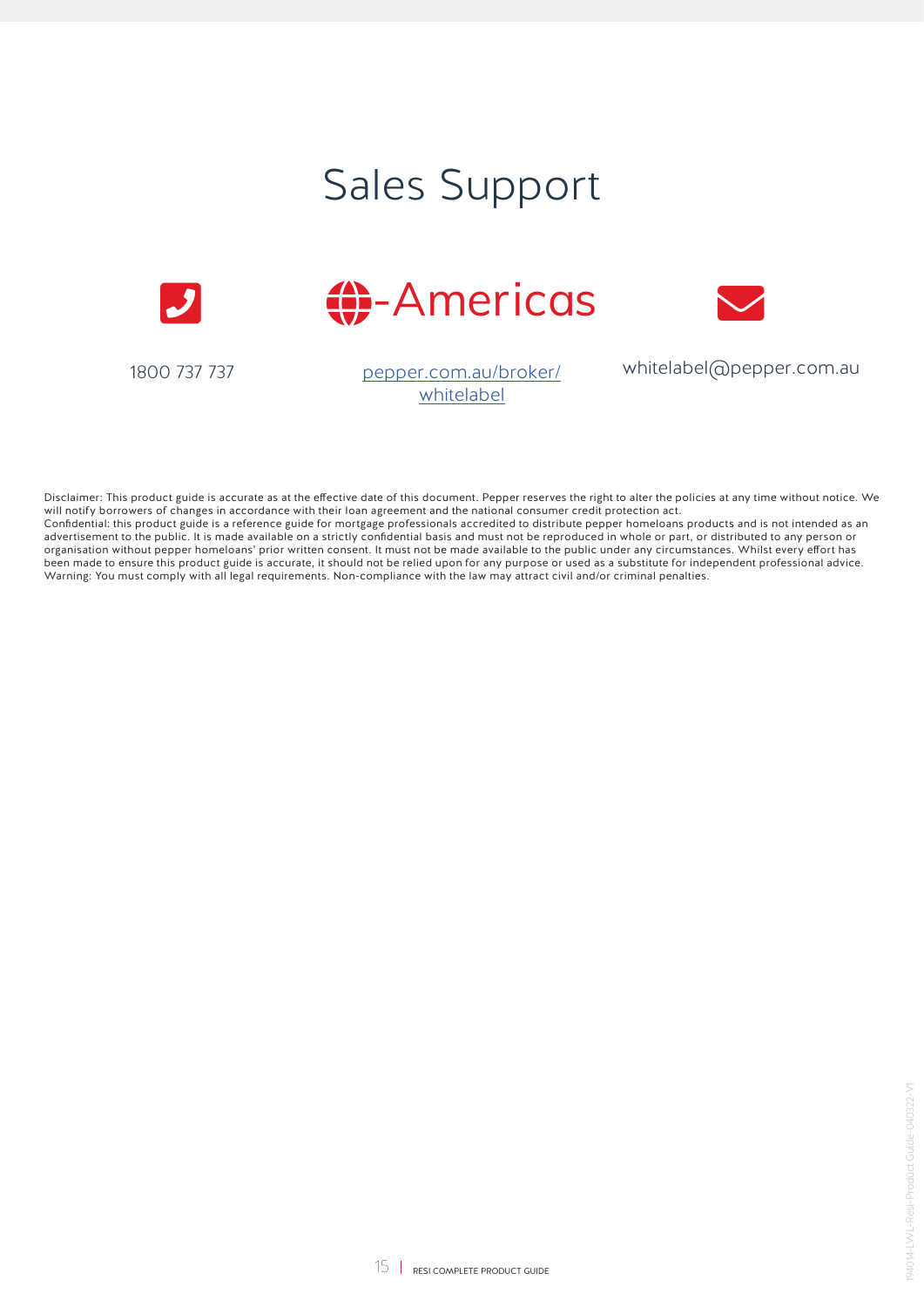# Sales Support

1800 737 737

pepper.com.au/broker/whitelabel

whitelabel@pepper.com.au

Disclaimer: This product guide is accurate as at the effective date of this document. Pepper reserves the right to alter the policies at any time without notice. We will notify borrowers of changes in accordance with their loan agreement and the national consumer credit protection act.
Confidential: this product guide is a reference guide for mortgage professionals accredited to distribute pepper homeloans products and is not intended as an advertisement to the public. It is made available on a strictly confidential basis and must not be reproduced in whole or part, or distributed to any person or organisation without pepper homeloans' prior written consent. It must not be made available to the public under any circumstances. Whilst every effort has been made to ensure this product guide is accurate, it should not be relied upon for any purpose or used as a substitute for independent professional advice.
Warning: You must comply with all legal requirements. Non-compliance with the law may attract civil and/or criminal penalties.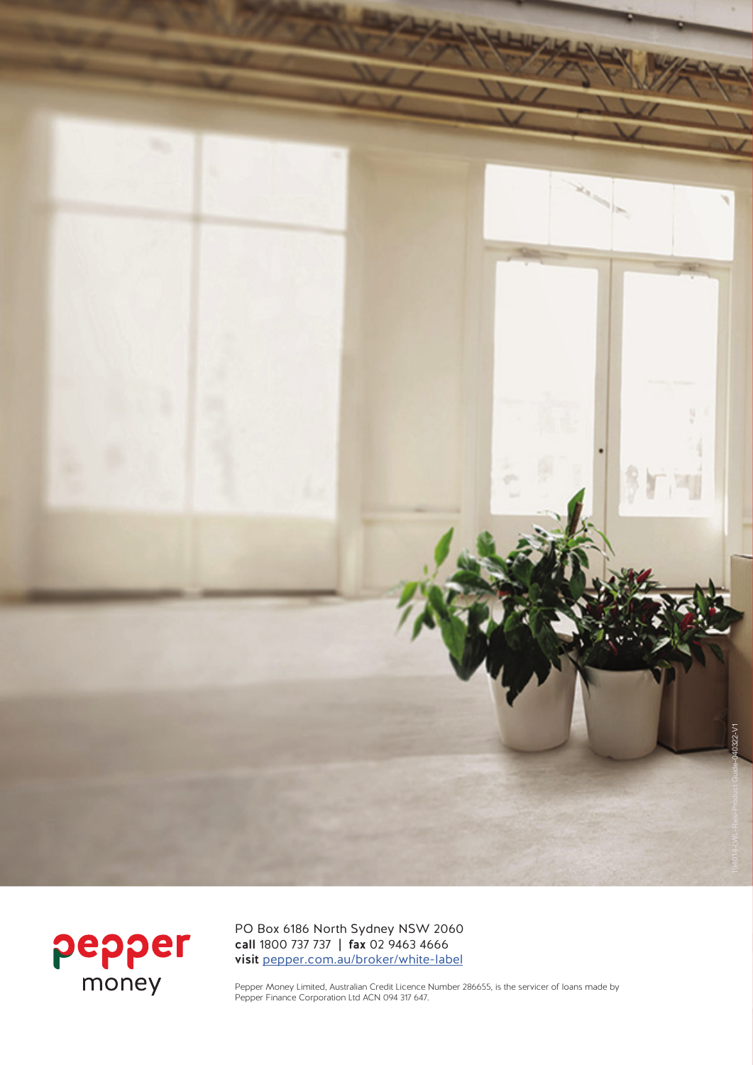PO Box 6186 North Sydney NSW 2060
**call** 1800 737 737 | **fax** 02 9463 4666
**visit** pepper.com.au/broker/white-label

Pepper Money Limited, Australian Credit Licence Number 286655, is the servicer of loans made by Pepper Finance Corporation Ltd ACN 094 317 647.

194014-WL-Res-Product Guide-040322-V1